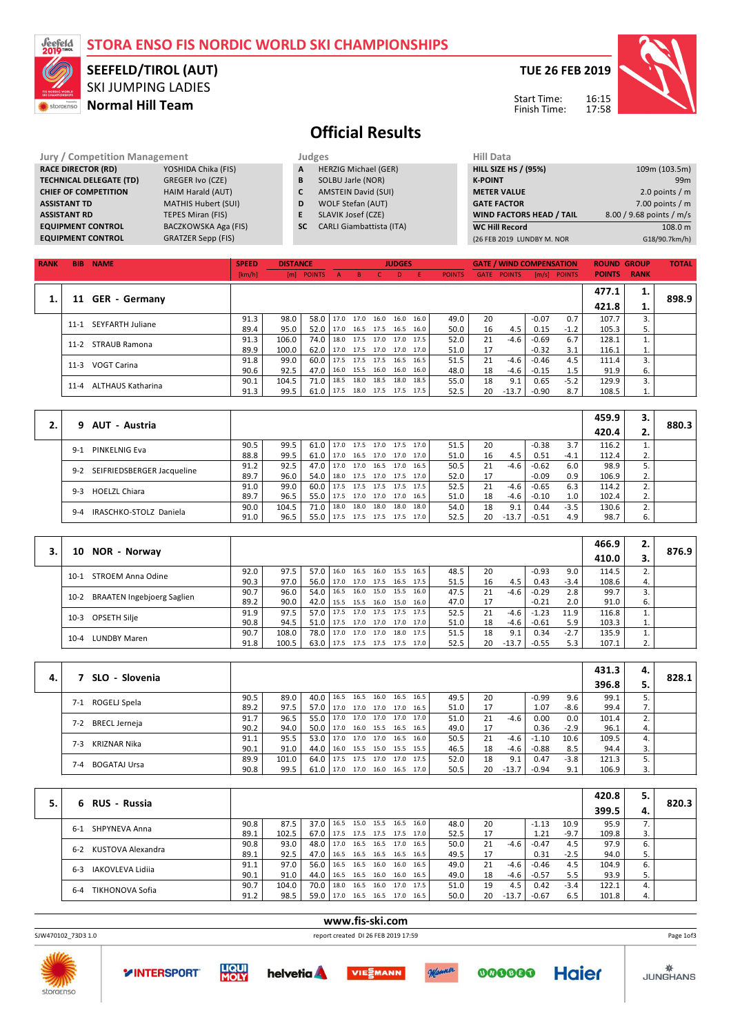# STORA ENSO FIS NORDIC WORLD SKI CHAMPIONSHIPS

## SEEFELD/TIROL (AUT)

SKI JUMPING LADIES

**Normal Hill Team**

TUE 26 FEB 2019

Start Time: 16:15
Finish Time: 17:58

## Official Results

| Jury / Competition Management | |
|---|---|
| RACE DIRECTOR (RD) | YOSHIDA Chika (FIS) |
| TECHNICAL DELEGATE (TD) | GREGER Ivo (CZE) |
| CHIEF OF COMPETITION | HAIM Harald (AUT) |
| ASSISTANT TD | MATHIS Hubert (SUI) |
| ASSISTANT RD | TEPES Miran (FIS) |
| EQUIPMENT CONTROL | BACZKOWSKA Aga (FIS) |
| EQUIPMENT CONTROL | GRATZER Sepp (FIS) |

| Judges | |
|---|---|
| A | HERZIG Michael (GER) |
| B | SOLBU Jarle (NOR) |
| C | AMSTEIN David (SUI) |
| D | WOLF Stefan (AUT) |
| E | SLAVIK Josef (CZE) |
| SC | CARLI Giambattista (ITA) |

| Hill Data | |
|---|---|
| HILL SIZE HS / (95%) | 109m (103.5m) |
| K-POINT | 99m |
| METER VALUE | 2.0 points / m |
| GATE FACTOR | 7.00 points / m |
| WIND FACTORS HEAD / TAIL | 8.00 / 9.68 points / m/s |
| WC Hill Record | 108.0 m |
| (26 FEB 2019 LUNDBY M. NOR | G18/90.7km/h) |

| RANK | BIB | NAME | SPEED [km/h] | DISTANCE [m] | DISTANCE POINTS | A | B | C | D | E | JUDGES POINTS | GATE | GATE POINTS | WIND [m/s] | WIND POINTS | ROUND POINTS | GROUP RANK | TOTAL |
|---|---|---|---|---|---|---|---|---|---|---|---|---|---|---|---|---|---|---|
| 1. | 11 | GER - Germany | | | | | | | | | | | | | | 477.1 | 1. | 898.9 |
| | | | | | | | | | | | | | | | | 421.8 | 1. | |
| | 11-1 | SEYFARTH Juliane | 91.3 | 98.0 | 58.0 | 17.0 | 17.0 | 16.0 | 16.0 | 16.0 | 49.0 | 20 | | -0.07 | 0.7 | 107.7 | 3. | |
| | | | 89.4 | 95.0 | 52.0 | 17.0 | 16.5 | 17.5 | 16.5 | 16.0 | 50.0 | 16 | 4.5 | 0.15 | -1.2 | 105.3 | 5. | |
| | 11-2 | STRAUB Ramona | 91.3 | 106.0 | 74.0 | 18.0 | 17.5 | 17.0 | 17.0 | 17.5 | 52.0 | 21 | -4.6 | -0.69 | 6.7 | 128.1 | 1. | |
| | | | 89.9 | 100.0 | 62.0 | 17.0 | 17.5 | 17.0 | 17.0 | 17.0 | 51.0 | 17 | | -0.32 | 3.1 | 116.1 | 1. | |
| | 11-3 | VOGT Carina | 91.8 | 99.0 | 60.0 | 17.5 | 17.5 | 17.5 | 16.5 | 16.5 | 51.5 | 21 | -4.6 | -0.46 | 4.5 | 111.4 | 3. | |
| | | | 90.6 | 92.5 | 47.0 | 16.0 | 15.5 | 16.0 | 16.0 | 16.0 | 48.0 | 18 | -4.6 | -0.15 | 1.5 | 91.9 | 6. | |
| | 11-4 | ALTHAUS Katharina | 90.1 | 104.5 | 71.0 | 18.5 | 18.0 | 18.5 | 18.0 | 18.5 | 55.0 | 18 | 9.1 | 0.65 | -5.2 | 129.9 | 3. | |
| | | | 91.3 | 99.5 | 61.0 | 17.5 | 18.0 | 17.5 | 17.5 | 17.5 | 52.5 | 20 | -13.7 | -0.90 | 8.7 | 108.5 | 1. | |
| 2. | 9 | AUT - Austria | | | | | | | | | | | | | | 459.9 | 3. | 880.3 |
| | | | | | | | | | | | | | | | | 420.4 | 2. | |
| | 9-1 | PINKELNIG Eva | 90.5 | 99.5 | 61.0 | 17.0 | 17.5 | 17.0 | 17.5 | 17.0 | 51.5 | 20 | | -0.38 | 3.7 | 116.2 | 1. | |
| | | | 88.8 | 99.5 | 61.0 | 17.0 | 16.5 | 17.0 | 17.0 | 17.0 | 51.0 | 16 | 4.5 | 0.51 | -4.1 | 112.4 | 2. | |
| | 9-2 | SEIFRIEDSBERGER Jacqueline | 91.2 | 92.5 | 47.0 | 17.0 | 17.0 | 16.5 | 17.0 | 16.5 | 50.5 | 21 | -4.6 | -0.62 | 6.0 | 98.9 | 5. | |
| | | | 89.7 | 96.0 | 54.0 | 18.0 | 17.5 | 17.0 | 17.5 | 17.0 | 52.0 | 17 | | -0.09 | 0.9 | 106.9 | 2. | |
| | 9-3 | HOELZL Chiara | 91.0 | 99.0 | 60.0 | 17.5 | 17.5 | 17.5 | 17.5 | 17.5 | 52.5 | 21 | -4.6 | -0.65 | 6.3 | 114.2 | 2. | |
| | | | 89.7 | 96.5 | 55.0 | 17.5 | 17.0 | 17.0 | 17.0 | 16.5 | 51.0 | 18 | -4.6 | -0.10 | 1.0 | 102.4 | 2. | |
| | 9-4 | IRASCHKO-STOLZ Daniela | 90.0 | 104.5 | 71.0 | 18.0 | 18.0 | 18.0 | 18.0 | 18.0 | 54.0 | 18 | 9.1 | 0.44 | -3.5 | 130.6 | 2. | |
| | | | 91.0 | 96.5 | 55.0 | 17.5 | 17.5 | 17.5 | 17.5 | 17.0 | 52.5 | 20 | -13.7 | -0.51 | 4.9 | 98.7 | 6. | |
| 3. | 10 | NOR - Norway | | | | | | | | | | | | | | 466.9 | 2. | 876.9 |
| | | | | | | | | | | | | | | | | 410.0 | 3. | |
| | 10-1 | STROEM Anna Odine | 92.0 | 97.5 | 57.0 | 16.0 | 16.5 | 16.0 | 15.5 | 16.5 | 48.5 | 20 | | -0.93 | 9.0 | 114.5 | 2. | |
| | | | 90.3 | 97.0 | 56.0 | 17.0 | 17.0 | 17.5 | 16.5 | 17.5 | 51.5 | 16 | 4.5 | 0.43 | -3.4 | 108.6 | 4. | |
| | 10-2 | BRAATEN Ingebjoerg Saglien | 90.7 | 96.0 | 54.0 | 16.5 | 16.0 | 15.0 | 15.5 | 16.0 | 47.5 | 21 | -4.6 | -0.29 | 2.8 | 99.7 | 3. | |
| | | | 89.2 | 90.0 | 42.0 | 15.5 | 15.5 | 16.0 | 15.0 | 16.0 | 47.0 | 17 | | -0.21 | 2.0 | 91.0 | 6. | |
| | 10-3 | OPSETH Silje | 91.9 | 97.5 | 57.0 | 17.5 | 17.0 | 17.5 | 17.5 | 17.5 | 52.5 | 21 | -4.6 | -1.23 | 11.9 | 116.8 | 1. | |
| | | | 90.8 | 94.5 | 51.0 | 17.5 | 17.0 | 17.0 | 17.0 | 17.0 | 51.0 | 18 | -4.6 | -0.61 | 5.9 | 103.3 | 1. | |
| | 10-4 | LUNDBY Maren | 90.7 | 108.0 | 78.0 | 17.0 | 17.0 | 17.0 | 18.0 | 17.5 | 51.5 | 18 | 9.1 | 0.34 | -2.7 | 135.9 | 1. | |
| | | | 91.8 | 100.5 | 63.0 | 17.5 | 17.5 | 17.5 | 17.5 | 17.0 | 52.5 | 20 | -13.7 | -0.55 | 5.3 | 107.1 | 2. | |
| 4. | 7 | SLO - Slovenia | | | | | | | | | | | | | | 431.3 | 4. | 828.1 |
| | | | | | | | | | | | | | | | | 396.8 | 5. | |
| | 7-1 | ROGELJ Spela | 90.5 | 89.0 | 40.0 | 16.5 | 16.5 | 16.0 | 16.5 | 16.5 | 49.5 | 20 | | -0.99 | 9.6 | 99.1 | 5. | |
| | | | 89.2 | 97.5 | 57.0 | 17.0 | 17.0 | 17.0 | 17.0 | 16.5 | 51.0 | 17 | | 1.07 | -8.6 | 99.4 | 7. | |
| | 7-2 | BRECL Jerneja | 91.7 | 96.5 | 55.0 | 17.0 | 17.0 | 17.0 | 17.0 | 17.0 | 51.0 | 21 | -4.6 | 0.00 | 0.0 | 101.4 | 2. | |
| | | | 90.2 | 94.0 | 50.0 | 17.0 | 16.0 | 15.5 | 16.5 | 16.5 | 49.0 | 17 | | 0.36 | -2.9 | 96.1 | 4. | |
| | 7-3 | KRIZNAR Nika | 91.1 | 95.5 | 53.0 | 17.0 | 17.0 | 17.0 | 16.5 | 16.0 | 50.5 | 21 | -4.6 | -1.10 | 10.6 | 109.5 | 4. | |
| | | | 90.1 | 91.0 | 44.0 | 16.0 | 15.5 | 15.0 | 15.5 | 15.5 | 46.5 | 18 | -4.6 | -0.88 | 8.5 | 94.4 | 3. | |
| | 7-4 | BOGATAJ Ursa | 89.9 | 101.0 | 64.0 | 17.5 | 17.5 | 17.0 | 17.0 | 17.5 | 52.0 | 18 | 9.1 | 0.47 | -3.8 | 121.3 | 5. | |
| | | | 90.8 | 99.5 | 61.0 | 17.0 | 17.0 | 16.0 | 16.5 | 17.0 | 50.5 | 20 | -13.7 | -0.94 | 9.1 | 106.9 | 3. | |
| 5. | 6 | RUS - Russia | | | | | | | | | | | | | | 420.8 | 5. | 820.3 |
| | | | | | | | | | | | | | | | | 399.5 | 4. | |
| | 6-1 | SHPYNEVA Anna | 90.8 | 87.5 | 37.0 | 16.5 | 15.0 | 15.5 | 16.5 | 16.0 | 48.0 | 20 | | -1.13 | 10.9 | 95.9 | 7. | |
| | | | 89.1 | 102.5 | 67.0 | 17.5 | 17.5 | 17.5 | 17.5 | 17.0 | 52.5 | 17 | | 1.21 | -9.7 | 109.8 | 3. | |
| | 6-2 | KUSTOVA Alexandra | 90.8 | 93.0 | 48.0 | 17.0 | 16.5 | 16.5 | 17.0 | 16.5 | 50.0 | 21 | -4.6 | -0.47 | 4.5 | 97.9 | 6. | |
| | | | 89.1 | 92.5 | 47.0 | 16.5 | 16.5 | 16.5 | 16.5 | 16.5 | 49.5 | 17 | | 0.31 | -2.5 | 94.0 | 5. | |
| | 6-3 | IAKOVLEVA Lidiia | 91.1 | 97.0 | 56.0 | 16.5 | 16.5 | 16.0 | 16.0 | 16.5 | 49.0 | 21 | -4.6 | -0.46 | 4.5 | 104.9 | 6. | |
| | | | 90.1 | 91.0 | 44.0 | 16.5 | 16.5 | 16.0 | 16.0 | 16.5 | 49.0 | 18 | -4.6 | -0.57 | 5.5 | 93.9 | 5. | |
| | 6-4 | TIKHONOVA Sofia | 90.7 | 104.0 | 70.0 | 18.0 | 16.5 | 16.0 | 17.0 | 17.5 | 51.0 | 19 | 4.5 | 0.42 | -3.4 | 122.1 | 4. | |
| | | | 91.2 | 98.5 | 59.0 | 17.0 | 16.5 | 16.5 | 17.0 | 16.5 | 50.0 | 20 | -13.7 | -0.67 | 6.5 | 101.8 | 4. | |

www.fis-ski.com

SJW470102_73D3 1.0 report created DI 26 FEB 2019 17:59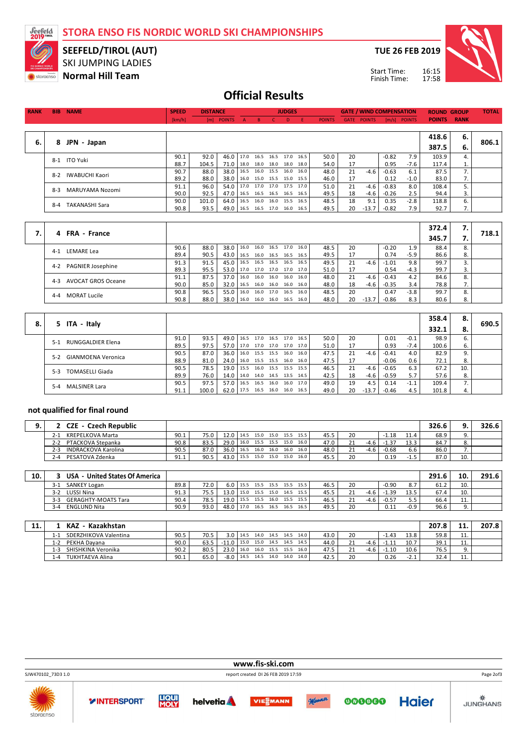# STORA ENSO FIS NORDIC WORLD SKI CHAMPIONSHIPS

**SEEFELD/TIROL (AUT)**
SKI JUMPING LADIES
**Normal Hill Team**

**TUE 26 FEB 2019**

Start Time: 16:15
Finish Time: 17:58

## Official Results

| RANK | BIB | NAME | SPEED [km/h] | DISTANCE [m] | DISTANCE POINTS | A | B | C | D | E | JUDGES POINTS | GATE | GATE POINTS | WIND [m/s] | WIND POINTS | ROUND POINTS | GROUP RANK | TOTAL |
|---|---|---|---|---|---|---|---|---|---|---|---|---|---|---|---|---|---|---|
| 6. | 8 | JPN - Japan | | | | | | | | | | | | | | 418.6 / 387.5 | 6. / 6. | 806.1 |
| | 8-1 | ITO Yuki | 90.1 | 92.0 | 46.0 | 17.0 | 16.5 | 16.5 | 17.0 | 16.5 | 50.0 | 20 | | -0.82 | 7.9 | 103.9 | 4. | |
| | | | 88.7 | 104.5 | 71.0 | 18.0 | 18.0 | 18.0 | 18.0 | 18.0 | 54.0 | 17 | | 0.95 | -7.6 | 117.4 | 1. | |
| | 8-2 | IWABUCHI Kaori | 90.7 | 88.0 | 38.0 | 16.5 | 16.0 | 15.5 | 16.0 | 16.0 | 48.0 | 21 | -4.6 | -0.63 | 6.1 | 87.5 | 7. | |
| | | | 89.2 | 88.0 | 38.0 | 16.0 | 15.0 | 15.5 | 15.0 | 15.5 | 46.0 | 17 | | 0.12 | -1.0 | 83.0 | 7. | |
| | 8-3 | MARUYAMA Nozomi | 91.1 | 96.0 | 54.0 | 17.0 | 17.0 | 17.0 | 17.5 | 17.0 | 51.0 | 21 | -4.6 | -0.83 | 8.0 | 108.4 | 5. | |
| | | | 90.0 | 92.5 | 47.0 | 16.5 | 16.5 | 16.5 | 16.5 | 16.5 | 49.5 | 18 | -4.6 | -0.26 | 2.5 | 94.4 | 3. | |
| | 8-4 | TAKANASHI Sara | 90.0 | 101.0 | 64.0 | 16.5 | 16.0 | 16.0 | 15.5 | 16.5 | 48.5 | 18 | 9.1 | 0.35 | -2.8 | 118.8 | 6. | |
| | | | 90.8 | 93.5 | 49.0 | 16.5 | 16.5 | 17.0 | 16.0 | 16.5 | 49.5 | 20 | -13.7 | -0.82 | 7.9 | 92.7 | 7. | |
| 7. | 4 | FRA - France | | | | | | | | | | | | | | 372.4 / 345.7 | 7. / 7. | 718.1 |
| | 4-1 | LEMARE Lea | 90.6 | 88.0 | 38.0 | 16.0 | 16.0 | 16.5 | 17.0 | 16.0 | 48.5 | 20 | | -0.20 | 1.9 | 88.4 | 8. | |
| | | | 89.4 | 90.5 | 43.0 | 16.5 | 16.0 | 16.5 | 16.5 | 16.5 | 49.5 | 17 | | 0.74 | -5.9 | 86.6 | 8. | |
| | 4-2 | PAGNIER Josephine | 91.3 | 91.5 | 45.0 | 16.5 | 16.5 | 16.5 | 16.5 | 16.5 | 49.5 | 21 | -4.6 | -1.01 | 9.8 | 99.7 | 3. | |
| | | | 89.3 | 95.5 | 53.0 | 17.0 | 17.0 | 17.0 | 17.0 | 17.0 | 51.0 | 17 | | 0.54 | -4.3 | 99.7 | 3. | |
| | 4-3 | AVOCAT GROS Oceane | 91.1 | 87.5 | 37.0 | 16.0 | 16.0 | 16.0 | 16.0 | 16.0 | 48.0 | 21 | -4.6 | -0.43 | 4.2 | 84.6 | 8. | |
| | | | 90.0 | 85.0 | 32.0 | 16.5 | 16.0 | 16.0 | 16.0 | 16.0 | 48.0 | 18 | -4.6 | -0.35 | 3.4 | 78.8 | 7. | |
| | 4-4 | MORAT Lucile | 90.8 | 96.5 | 55.0 | 16.0 | 16.0 | 17.0 | 16.5 | 16.0 | 48.5 | 20 | | 0.47 | -3.8 | 99.7 | 8. | |
| | | | 90.8 | 88.0 | 38.0 | 16.0 | 16.0 | 16.0 | 16.5 | 16.0 | 48.0 | 20 | -13.7 | -0.86 | 8.3 | 80.6 | 8. | |
| 8. | 5 | ITA - Italy | | | | | | | | | | | | | | 358.4 / 332.1 | 8. / 8. | 690.5 |
| | 5-1 | RUNGGALDIER Elena | 91.0 | 93.5 | 49.0 | 16.5 | 17.0 | 16.5 | 17.0 | 16.5 | 50.0 | 20 | | 0.01 | -0.1 | 98.9 | 6. | |
| | | | 89.5 | 97.5 | 57.0 | 17.0 | 17.0 | 17.0 | 17.0 | 17.0 | 51.0 | 17 | | 0.93 | -7.4 | 100.6 | 6. | |
| | 5-2 | GIANMOENA Veronica | 90.5 | 87.0 | 36.0 | 16.0 | 15.5 | 15.5 | 16.0 | 16.0 | 47.5 | 21 | -4.6 | -0.41 | 4.0 | 82.9 | 9. | |
| | | | 88.9 | 81.0 | 24.0 | 16.0 | 15.5 | 15.5 | 16.0 | 16.0 | 47.5 | 17 | | -0.06 | 0.6 | 72.1 | 8. | |
| | 5-3 | TOMASELLI Giada | 90.5 | 78.5 | 19.0 | 15.5 | 16.0 | 15.5 | 15.5 | 15.5 | 46.5 | 21 | -4.6 | -0.65 | 6.3 | 67.2 | 10. | |
| | | | 89.9 | 76.0 | 14.0 | 14.0 | 14.0 | 14.5 | 13.5 | 14.5 | 42.5 | 18 | -4.6 | -0.59 | 5.7 | 57.6 | 8. | |
| | 5-4 | MALSINER Lara | 90.5 | 97.5 | 57.0 | 16.5 | 16.5 | 16.0 | 16.0 | 17.0 | 49.0 | 19 | 4.5 | 0.14 | -1.1 | 109.4 | 7. | |
| | | | 91.1 | 100.0 | 62.0 | 17.5 | 16.5 | 16.0 | 16.0 | 16.5 | 49.0 | 20 | -13.7 | -0.46 | 4.5 | 101.8 | 4. | |

### not qualified for final round

| RANK | BIB | NAME | SPEED [km/h] | DISTANCE [m] | DISTANCE POINTS | A | B | C | D | E | JUDGES POINTS | GATE | GATE POINTS | WIND [m/s] | WIND POINTS | ROUND POINTS | GROUP RANK | TOTAL |
|---|---|---|---|---|---|---|---|---|---|---|---|---|---|---|---|---|---|---|
| 9. | 2 | CZE - Czech Republic | | | | | | | | | | | | | | 326.6 | 9. | 326.6 |
| | 2-1 | KREPELKOVA Marta | 90.1 | 75.0 | 12.0 | 14.5 | 15.0 | 15.0 | 15.5 | 15.5 | 45.5 | 20 | | -1.18 | 11.4 | 68.9 | 9. | |
| | 2-2 | PTACKOVA Stepanka | 90.8 | 83.5 | 29.0 | 16.0 | 15.5 | 15.5 | 15.0 | 16.0 | 47.0 | 21 | -4.6 | -1.37 | 13.3 | 84.7 | 8. | |
| | 2-3 | INDRACKOVA Karolina | 90.5 | 87.0 | 36.0 | 16.5 | 16.0 | 16.0 | 16.0 | 16.0 | 48.0 | 21 | -4.6 | -0.68 | 6.6 | 86.0 | 7. | |
| | 2-4 | PESATOVA Zdenka | 91.1 | 90.5 | 43.0 | 15.5 | 15.0 | 15.0 | 15.0 | 16.0 | 45.5 | 20 | | 0.19 | -1.5 | 87.0 | 10. | |
| 10. | 3 | USA - United States Of America | | | | | | | | | | | | | | 291.6 | 10. | 291.6 |
| | 3-1 | SANKEY Logan | 89.8 | 72.0 | 6.0 | 15.5 | 15.5 | 15.5 | 15.5 | 15.5 | 46.5 | 20 | | -0.90 | 8.7 | 61.2 | 10. | |
| | 3-2 | LUSSI Nina | 91.3 | 75.5 | 13.0 | 15.0 | 15.5 | 15.0 | 14.5 | 15.5 | 45.5 | 21 | -4.6 | -1.39 | 13.5 | 67.4 | 10. | |
| | 3-3 | GERAGHTY-MOATS Tara | 90.4 | 78.5 | 19.0 | 15.5 | 15.5 | 16.0 | 15.5 | 15.5 | 46.5 | 21 | -4.6 | -0.57 | 5.5 | 66.4 | 11. | |
| | 3-4 | ENGLUND Nita | 90.9 | 93.0 | 48.0 | 17.0 | 16.5 | 16.5 | 16.5 | 16.5 | 49.5 | 20 | | 0.11 | -0.9 | 96.6 | 9. | |
| 11. | 1 | KAZ - Kazakhstan | | | | | | | | | | | | | | 207.8 | 11. | 207.8 |
| | 1-1 | SDERZHIKOVA Valentina | 90.5 | 70.5 | 3.0 | 14.5 | 14.0 | 14.5 | 14.5 | 14.0 | 43.0 | 20 | | -1.43 | 13.8 | 59.8 | 11. | |
| | 1-2 | PEKHA Dayana | 90.0 | 63.5 | -11.0 | 15.0 | 15.0 | 14.5 | 14.5 | 14.5 | 44.0 | 21 | -4.6 | -1.11 | 10.7 | 39.1 | 11. | |
| | 1-3 | SHISHKINA Veronika | 90.2 | 80.5 | 23.0 | 16.0 | 16.0 | 15.5 | 15.5 | 16.0 | 47.5 | 21 | -4.6 | -1.10 | 10.6 | 76.5 | 9. | |
| | 1-4 | TUKHTAEVA Alina | 90.1 | 65.0 | -8.0 | 14.5 | 14.5 | 14.0 | 14.0 | 14.0 | 42.5 | 20 | | 0.26 | -2.1 | 32.4 | 11. | |

www.fis-ski.com

SJW470102_73D3 1.0 report created DI 26 FEB 2019 17:59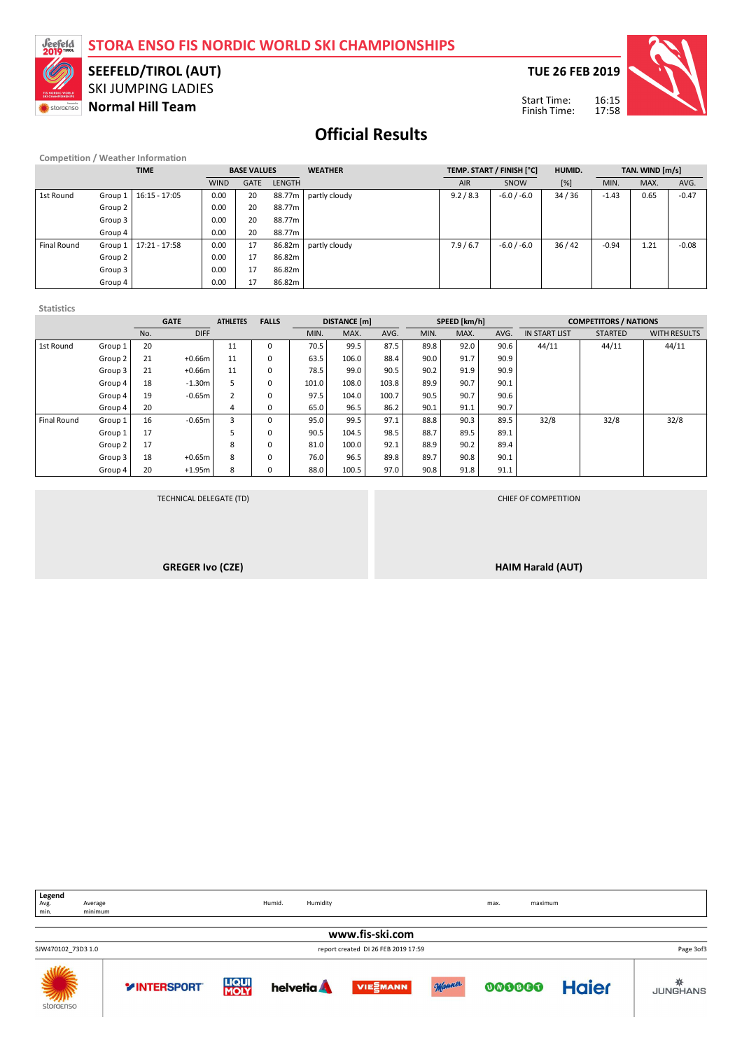# STORA ENSO FIS NORDIC WORLD SKI CHAMPIONSHIPS

**SEEFELD/TIROL (AUT)**
SKI JUMPING LADIES
**Normal Hill Team**

**TUE 26 FEB 2019**

Start Time: 16:15
Finish Time: 17:58

## Official Results

### Competition / Weather Information

| | | TIME | BASE VALUES | | | WEATHER | TEMP. START / FINISH [°C] | | HUMID. | TAN. WIND [m/s] | | |
|---|---|---|---|---|---|---|---|---|---|---|---|---|
| | | | WIND | GATE | LENGTH | | AIR | SNOW | [%] | MIN. | MAX. | AVG. |
| 1st Round | Group 1 | 16:15 - 17:05 | 0.00 | 20 | 88.77m | partly cloudy | 9.2 / 8.3 | -6.0 / -6.0 | 34 / 36 | -1.43 | 0.65 | -0.47 |
| | Group 2 | | 0.00 | 20 | 88.77m | | | | | | | |
| | Group 3 | | 0.00 | 20 | 88.77m | | | | | | | |
| | Group 4 | | 0.00 | 20 | 88.77m | | | | | | | |
| Final Round | Group 1 | 17:21 - 17:58 | 0.00 | 17 | 86.82m | partly cloudy | 7.9 / 6.7 | -6.0 / -6.0 | 36 / 42 | -0.94 | 1.21 | -0.08 |
| | Group 2 | | 0.00 | 17 | 86.82m | | | | | | | |
| | Group 3 | | 0.00 | 17 | 86.82m | | | | | | | |
| | Group 4 | | 0.00 | 17 | 86.82m | | | | | | | |

### Statistics

| | | GATE | | ATHLETES | FALLS | DISTANCE [m] | | | SPEED [km/h] | | | COMPETITORS / NATIONS | | |
|---|---|---|---|---|---|---|---|---|---|---|---|---|---|---|
| | | No. | DIFF | | | MIN. | MAX. | AVG. | MIN. | MAX. | AVG. | IN START LIST | STARTED | WITH RESULTS |
| 1st Round | Group 1 | 20 | | 11 | 0 | 70.5 | 99.5 | 87.5 | 89.8 | 92.0 | 90.6 | 44/11 | 44/11 | 44/11 |
| | Group 2 | 21 | +0.66m | 11 | 0 | 63.5 | 106.0 | 88.4 | 90.0 | 91.7 | 90.9 | | | |
| | Group 3 | 21 | +0.66m | 11 | 0 | 78.5 | 99.0 | 90.5 | 90.2 | 91.9 | 90.9 | | | |
| | Group 4 | 18 | -1.30m | 5 | 0 | 101.0 | 108.0 | 103.8 | 89.9 | 90.7 | 90.1 | | | |
| | Group 4 | 19 | -0.65m | 2 | 0 | 97.5 | 104.0 | 100.7 | 90.5 | 90.7 | 90.6 | | | |
| | Group 4 | 20 | | 4 | 0 | 65.0 | 96.5 | 86.2 | 90.1 | 91.1 | 90.7 | | | |
| Final Round | Group 1 | 16 | -0.65m | 3 | 0 | 95.0 | 99.5 | 97.1 | 88.8 | 90.3 | 89.5 | 32/8 | 32/8 | 32/8 |
| | Group 1 | 17 | | 5 | 0 | 90.5 | 104.5 | 98.5 | 88.7 | 89.5 | 89.1 | | | |
| | Group 2 | 17 | | 8 | 0 | 81.0 | 100.0 | 92.1 | 88.9 | 90.2 | 89.4 | | | |
| | Group 3 | 18 | +0.65m | 8 | 0 | 76.0 | 96.5 | 89.8 | 89.7 | 90.8 | 90.1 | | | |
| | Group 4 | 20 | +1.95m | 8 | 0 | 88.0 | 100.5 | 97.0 | 90.8 | 91.8 | 91.1 | | | |

TECHNICAL DELEGATE (TD)
**GREGER Ivo (CZE)**

CHIEF OF COMPETITION
**HAIM Harald (AUT)**

**Legend**
Avg. Average
min. minimum
Humid. Humidity
max. maximum

www.fis-ski.com

SJW470102_73D3 1.0 report created DI 26 FEB 2019 17:59